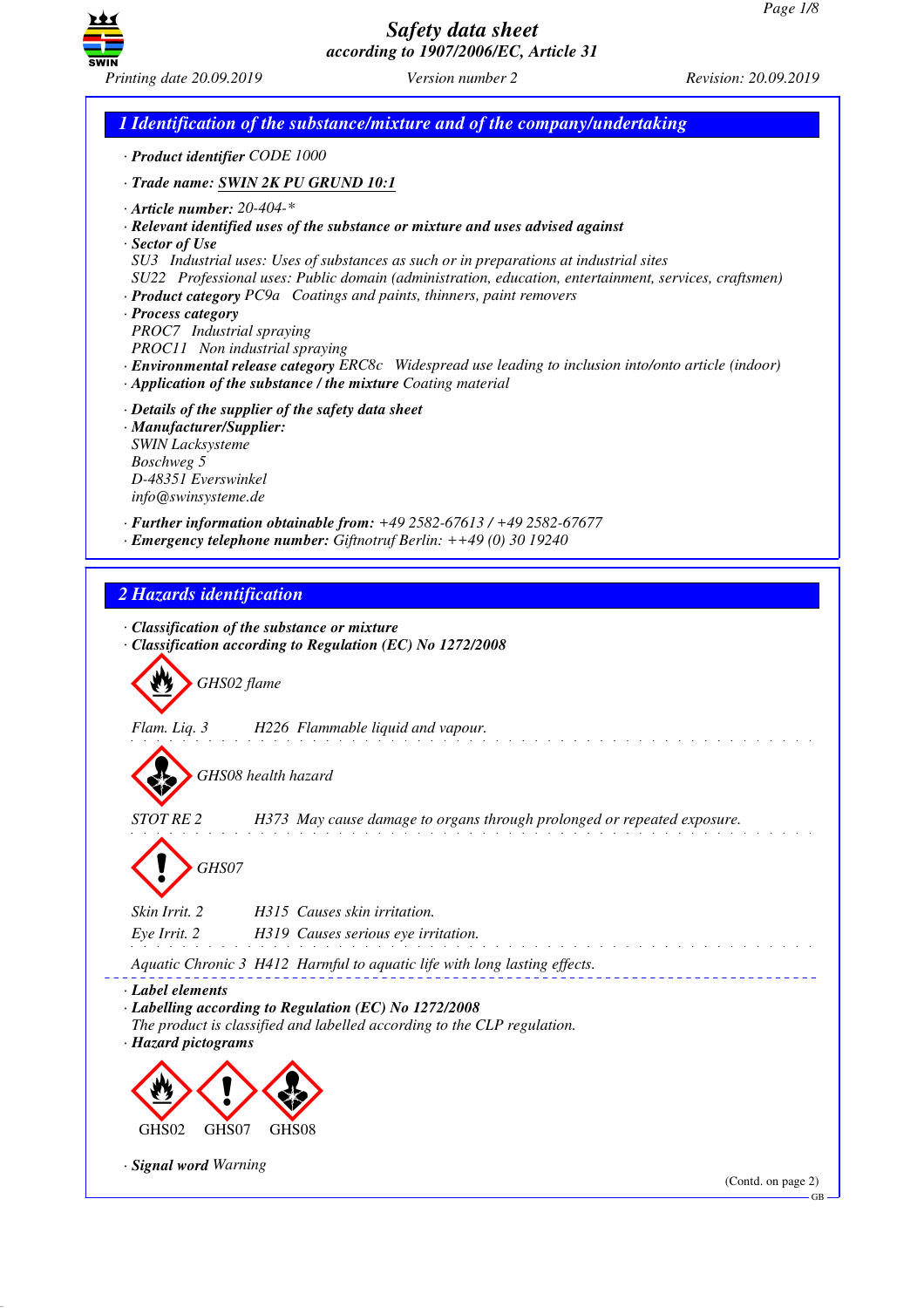# Safety data sheet
*according to 1907/2006/EC, Article 31*

*Printing date 20.09.2019* — *Version number 2* — *Revision: 20.09.2019*

## 1 Identification of the substance/mixture and of the company/undertaking

· **Product identifier** CODE 1000

· **Trade name: SWIN 2K PU GRUND 10:1**

· **Article number:** 20-404-*
· **Relevant identified uses of the substance or mixture and uses advised against**
· **Sector of Use**
SU3 Industrial uses: Uses of substances as such or in preparations at industrial sites
SU22 Professional uses: Public domain (administration, education, entertainment, services, craftsmen)
· **Product category** PC9a Coatings and paints, thinners, paint removers
· **Process category**
PROC7 Industrial spraying
PROC11 Non industrial spraying
· **Environmental release category** ERC8c Widespread use leading to inclusion into/onto article (indoor)
· **Application of the substance / the mixture** Coating material

· **Details of the supplier of the safety data sheet**
· **Manufacturer/Supplier:**
SWIN Lacksysteme
Boschweg 5
D-48351 Everswinkel
info@swinsysteme.de

· **Further information obtainable from:** +49 2582-67613 / +49 2582-67677
· **Emergency telephone number:** Giftnotruf Berlin: ++49 (0) 30 19240

## 2 Hazards identification

· **Classification of the substance or mixture**
· **Classification according to Regulation (EC) No 1272/2008**

GHS02 flame

Flam. Liq. 3 H226 Flammable liquid and vapour.

GHS08 health hazard

STOT RE 2 H373 May cause damage to organs through prolonged or repeated exposure.

GHS07

Skin Irrit. 2 H315 Causes skin irritation.
Eye Irrit. 2 H319 Causes serious eye irritation.

Aquatic Chronic 3 H412 Harmful to aquatic life with long lasting effects.

· **Label elements**
· **Labelling according to Regulation (EC) No 1272/2008**
The product is classified and labelled according to the CLP regulation.
· **Hazard pictograms**

GHS02 GHS07 GHS08

· **Signal word** Warning

(Contd. on page 2)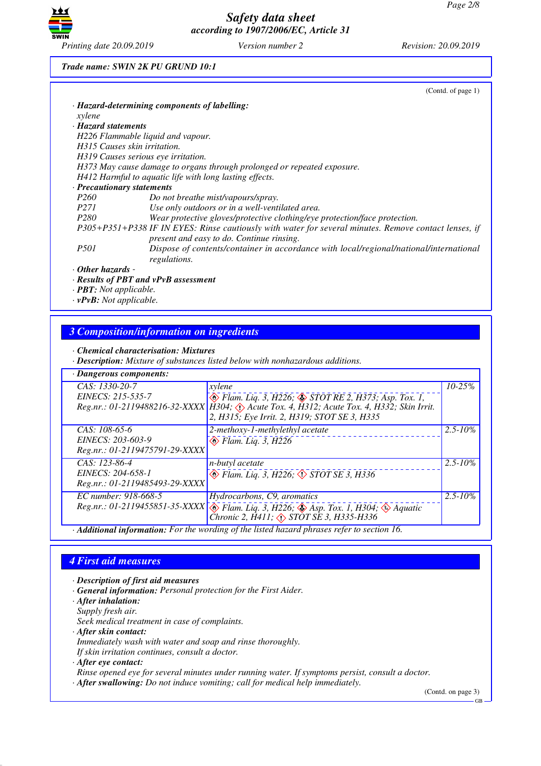**Trade name: SWIN 2K PU GRUND 10:1**

(Contd. of page 1)

· **Hazard-determining components of labelling:**
xylene

· **Hazard statements**
H226 Flammable liquid and vapour.
H315 Causes skin irritation.
H319 Causes serious eye irritation.
H373 May cause damage to organs through prolonged or repeated exposure.
H412 Harmful to aquatic life with long lasting effects.

· **Precautionary statements**

P260 Do not breathe mist/vapours/spray.
P271 Use only outdoors or in a well-ventilated area.
P280 Wear protective gloves/protective clothing/eye protection/face protection.
P305+P351+P338 IF IN EYES: Rinse cautiously with water for several minutes. Remove contact lenses, if present and easy to do. Continue rinsing.
P501 Dispose of contents/container in accordance with local/regional/national/international regulations.

· **Other hazards** -

· **Results of PBT and vPvB assessment**
· **PBT:** Not applicable.
· **vPvB:** Not applicable.

## 3 Composition/information on ingredients

· **Chemical characterisation: Mixtures**
· **Description:** Mixture of substances listed below with nonhazardous additions.

· **Dangerous components:**

| Identifiers | Substance / Classification | Content |
|---|---|---|
| CAS: 1330-20-7<br>EINECS: 215-535-7<br>Reg.nr.: 01-2119488216-32-XXXX | xylene<br>Flam. Liq. 3, H226; STOT RE 2, H373; Asp. Tox. 1, H304; Acute Tox. 4, H312; Acute Tox. 4, H332; Skin Irrit. 2, H315; Eye Irrit. 2, H319; STOT SE 3, H335 | 10-25% |
| CAS: 108-65-6<br>EINECS: 203-603-9<br>Reg.nr.: 01-2119475791-29-XXXX | 2-methoxy-1-methylethyl acetate<br>Flam. Liq. 3, H226 | 2.5-10% |
| CAS: 123-86-4<br>EINECS: 204-658-1<br>Reg.nr.: 01-2119485493-29-XXXX | n-butyl acetate<br>Flam. Liq. 3, H226; STOT SE 3, H336 | 2.5-10% |
| EC number: 918-668-5<br>Reg.nr.: 01-2119455851-35-XXXX | Hydrocarbons, C9, aromatics<br>Flam. Liq. 3, H226; Asp. Tox. 1, H304; Aquatic Chronic 2, H411; STOT SE 3, H335-H336 | 2.5-10% |

· **Additional information:** For the wording of the listed hazard phrases refer to section 16.

## 4 First aid measures

· **Description of first aid measures**
· **General information:** Personal protection for the First Aider.
· **After inhalation:**
Supply fresh air.
Seek medical treatment in case of complaints.
· **After skin contact:**
Immediately wash with water and soap and rinse thoroughly.
If skin irritation continues, consult a doctor.
· **After eye contact:**
Rinse opened eye for several minutes under running water. If symptoms persist, consult a doctor.
· **After swallowing:** Do not induce vomiting; call for medical help immediately.

(Contd. on page 3)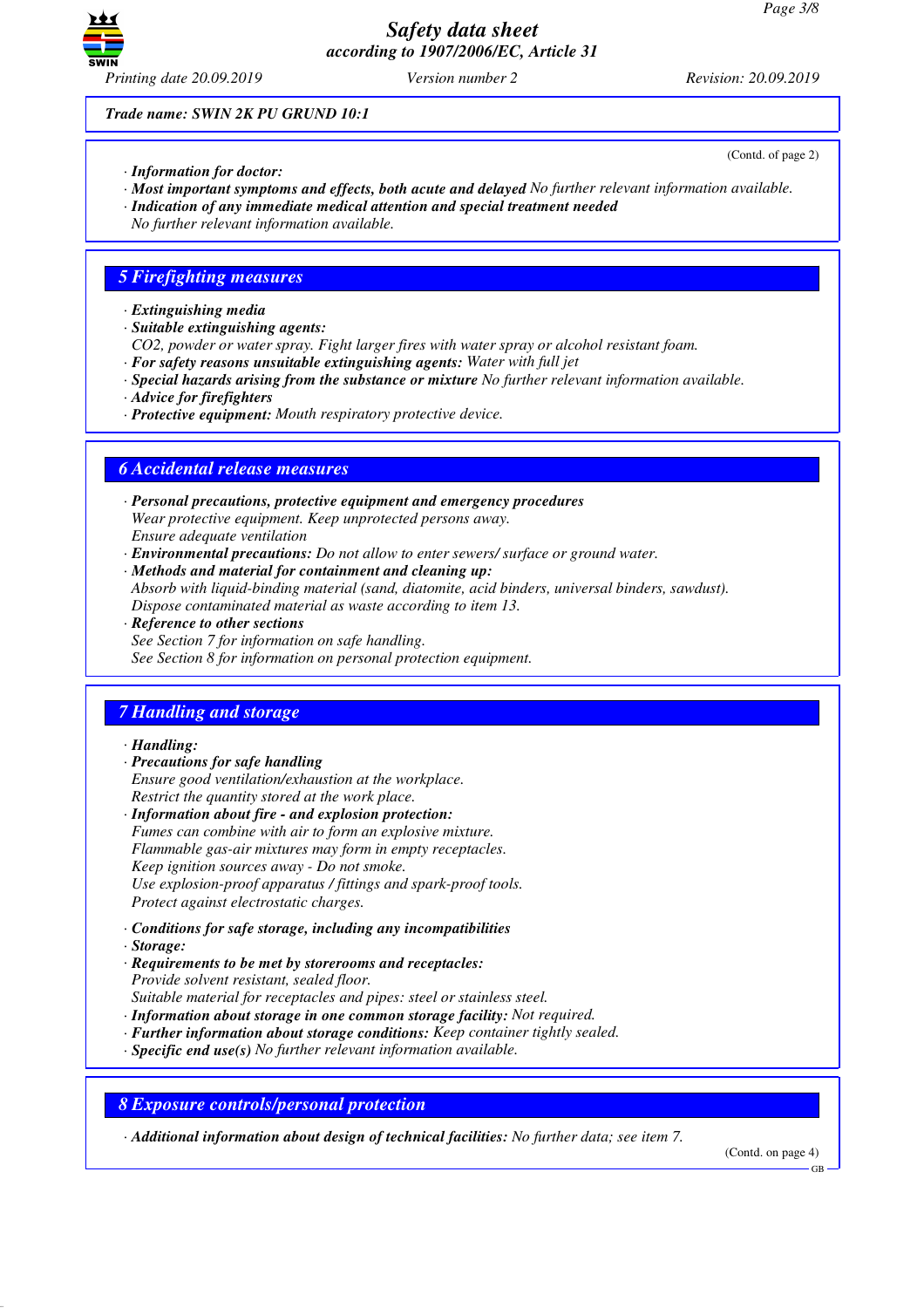**Trade name: SWIN 2K PU GRUND 10:1**

(Contd. of page 2)

· ***Information for doctor:***
· ***Most important symptoms and effects, both acute and delayed*** *No further relevant information available.*
· ***Indication of any immediate medical attention and special treatment needed***
*No further relevant information available.*

## *5 Firefighting measures*

· ***Extinguishing media***
· ***Suitable extinguishing agents:***
*CO2, powder or water spray. Fight larger fires with water spray or alcohol resistant foam.*
· ***For safety reasons unsuitable extinguishing agents:*** *Water with full jet*
· ***Special hazards arising from the substance or mixture*** *No further relevant information available.*
· ***Advice for firefighters***
· ***Protective equipment:*** *Mouth respiratory protective device.*

## *6 Accidental release measures*

· ***Personal precautions, protective equipment and emergency procedures***
*Wear protective equipment. Keep unprotected persons away.*
*Ensure adequate ventilation*
· ***Environmental precautions:*** *Do not allow to enter sewers/ surface or ground water.*
· ***Methods and material for containment and cleaning up:***
*Absorb with liquid-binding material (sand, diatomite, acid binders, universal binders, sawdust).*
*Dispose contaminated material as waste according to item 13.*
· ***Reference to other sections***
*See Section 7 for information on safe handling.*
*See Section 8 for information on personal protection equipment.*

## *7 Handling and storage*

· ***Handling:***
· ***Precautions for safe handling***
*Ensure good ventilation/exhaustion at the workplace.*
*Restrict the quantity stored at the work place.*
· ***Information about fire - and explosion protection:***
*Fumes can combine with air to form an explosive mixture.*
*Flammable gas-air mixtures may form in empty receptacles.*
*Keep ignition sources away - Do not smoke.*
*Use explosion-proof apparatus / fittings and spark-proof tools.*
*Protect against electrostatic charges.*

· ***Conditions for safe storage, including any incompatibilities***
· ***Storage:***
· ***Requirements to be met by storerooms and receptacles:***
*Provide solvent resistant, sealed floor.*
*Suitable material for receptacles and pipes: steel or stainless steel.*
· ***Information about storage in one common storage facility:*** *Not required.*
· ***Further information about storage conditions:*** *Keep container tightly sealed.*
· ***Specific end use(s)*** *No further relevant information available.*

## *8 Exposure controls/personal protection*

· ***Additional information about design of technical facilities:*** *No further data; see item 7.*

(Contd. on page 4)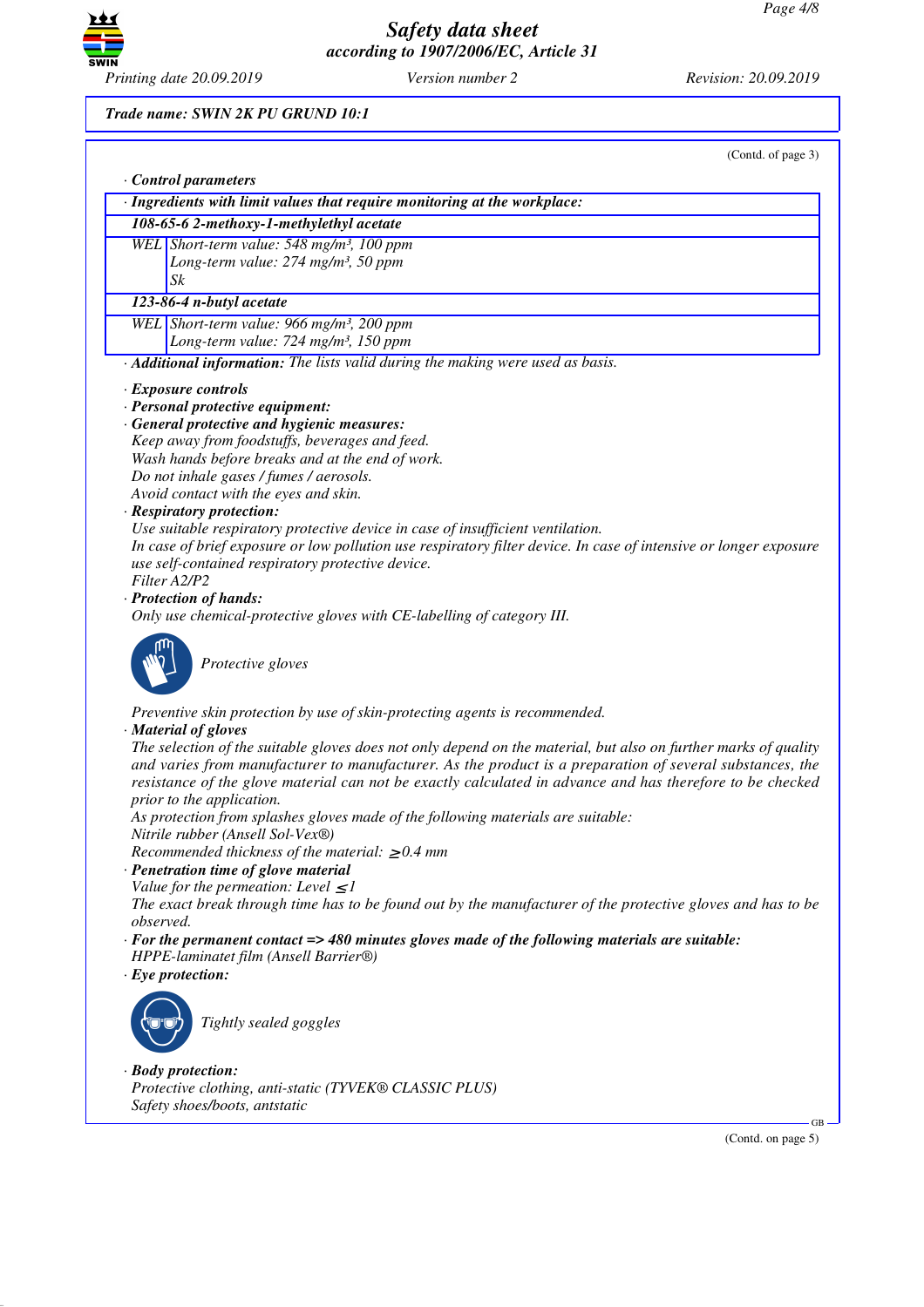**Trade name: SWIN 2K PU GRUND 10:1**

(Contd. of page 3)

· ***Control parameters***

| · ***Ingredients with limit values that require monitoring at the workplace:*** | |
|---|---|
| ***108-65-6 2-methoxy-1-methylethyl acetate*** | |
| WEL | Short-term value: 548 mg/m³, 100 ppm<br>Long-term value: 274 mg/m³, 50 ppm<br>Sk |
| ***123-86-4 n-butyl acetate*** | |
| WEL | Short-term value: 966 mg/m³, 200 ppm<br>Long-term value: 724 mg/m³, 150 ppm |

· ***Additional information:*** *The lists valid during the making were used as basis.*

· ***Exposure controls***
· ***Personal protective equipment:***
· ***General protective and hygienic measures:***
*Keep away from foodstuffs, beverages and feed.*
*Wash hands before breaks and at the end of work.*
*Do not inhale gases / fumes / aerosols.*
*Avoid contact with the eyes and skin.*
· ***Respiratory protection:***
*Use suitable respiratory protective device in case of insufficient ventilation.*
*In case of brief exposure or low pollution use respiratory filter device. In case of intensive or longer exposure use self-contained respiratory protective device.*
*Filter A2/P2*
· ***Protection of hands:***
*Only use chemical-protective gloves with CE-labelling of category III.*

*Protective gloves*

*Preventive skin protection by use of skin-protecting agents is recommended.*
· ***Material of gloves***
*The selection of the suitable gloves does not only depend on the material, but also on further marks of quality and varies from manufacturer to manufacturer. As the product is a preparation of several substances, the resistance of the glove material can not be exactly calculated in advance and has therefore to be checked prior to the application.*
*As protection from splashes gloves made of the following materials are suitable:*
*Nitrile rubber (Ansell Sol-Vex®)*
*Recommended thickness of the material: ≥ 0.4 mm*
· ***Penetration time of glove material***
*Value for the permeation: Level ≤ 1*
*The exact break through time has to be found out by the manufacturer of the protective gloves and has to be observed.*
· ***For the permanent contact => 480 minutes gloves made of the following materials are suitable:***
*HPPE-laminatet film (Ansell Barrier®)*
· ***Eye protection:***

*Tightly sealed goggles*

· ***Body protection:***
*Protective clothing, anti-static (TYVEK® CLASSIC PLUS)*
*Safety shoes/boots, antstatic*

(Contd. on page 5)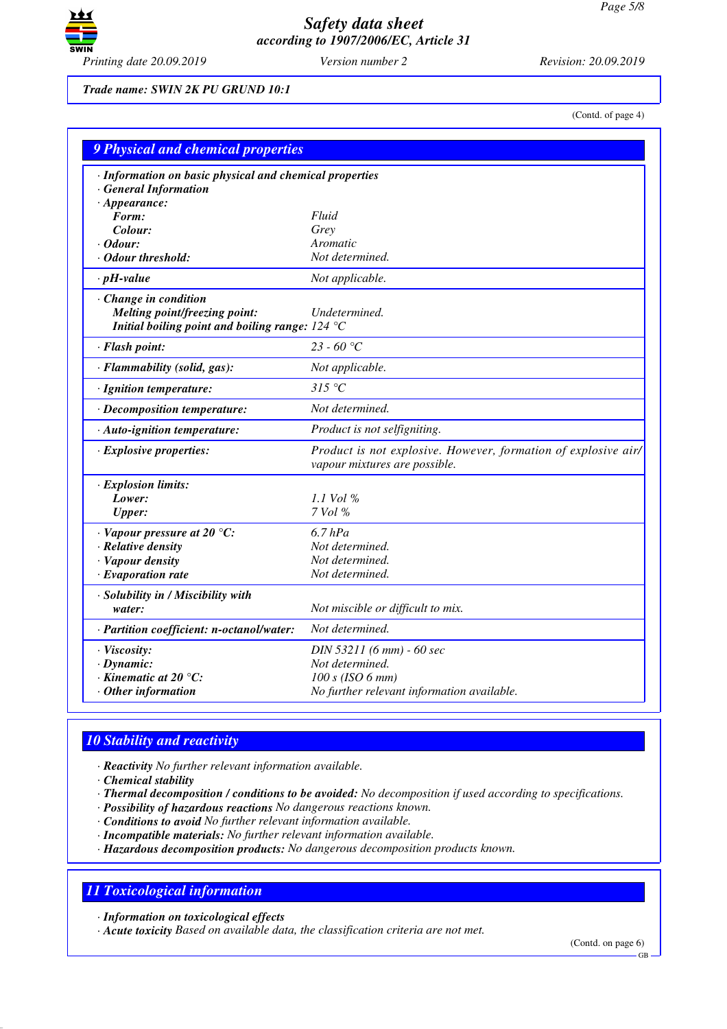Trade name: SWIN 2K PU GRUND 10:1

(Contd. of page 4)

## 9 Physical and chemical properties

| | |
|---|---|
| · **Information on basic physical and chemical properties** | |
| · **General Information** | |
| · **Appearance:** | |
| **Form:** | Fluid |
| **Colour:** | Grey |
| · **Odour:** | Aromatic |
| · **Odour threshold:** | Not determined. |
| · **pH-value** | Not applicable. |
| · **Change in condition** | |
| **Melting point/freezing point:** | Undetermined. |
| **Initial boiling point and boiling range:** | 124 °C |
| · **Flash point:** | 23 - 60 °C |
| · **Flammability (solid, gas):** | Not applicable. |
| · **Ignition temperature:** | 315 °C |
| · **Decomposition temperature:** | Not determined. |
| · **Auto-ignition temperature:** | Product is not selfigniting. |
| · **Explosive properties:** | Product is not explosive. However, formation of explosive air/vapour mixtures are possible. |
| · **Explosion limits:** | |
| **Lower:** | 1.1 Vol % |
| **Upper:** | 7 Vol % |
| · **Vapour pressure at 20 °C:** | 6.7 hPa |
| · **Relative density** | Not determined. |
| · **Vapour density** | Not determined. |
| · **Evaporation rate** | Not determined. |
| · **Solubility in / Miscibility with water:** | Not miscible or difficult to mix. |
| · **Partition coefficient: n-octanol/water:** | Not determined. |
| · **Viscosity:** | DIN 53211 (6 mm) - 60 sec |
| · **Dynamic:** | Not determined. |
| · **Kinematic at 20 °C:** | 100 s (ISO 6 mm) |
| · **Other information** | No further relevant information available. |

## 10 Stability and reactivity

- · **Reactivity** No further relevant information available.
- · **Chemical stability**
- · **Thermal decomposition / conditions to be avoided:** No decomposition if used according to specifications.
- · **Possibility of hazardous reactions** No dangerous reactions known.
- · **Conditions to avoid** No further relevant information available.
- · **Incompatible materials:** No further relevant information available.
- · **Hazardous decomposition products:** No dangerous decomposition products known.

## 11 Toxicological information

- · **Information on toxicological effects**
- · **Acute toxicity** Based on available data, the classification criteria are not met.

(Contd. on page 6)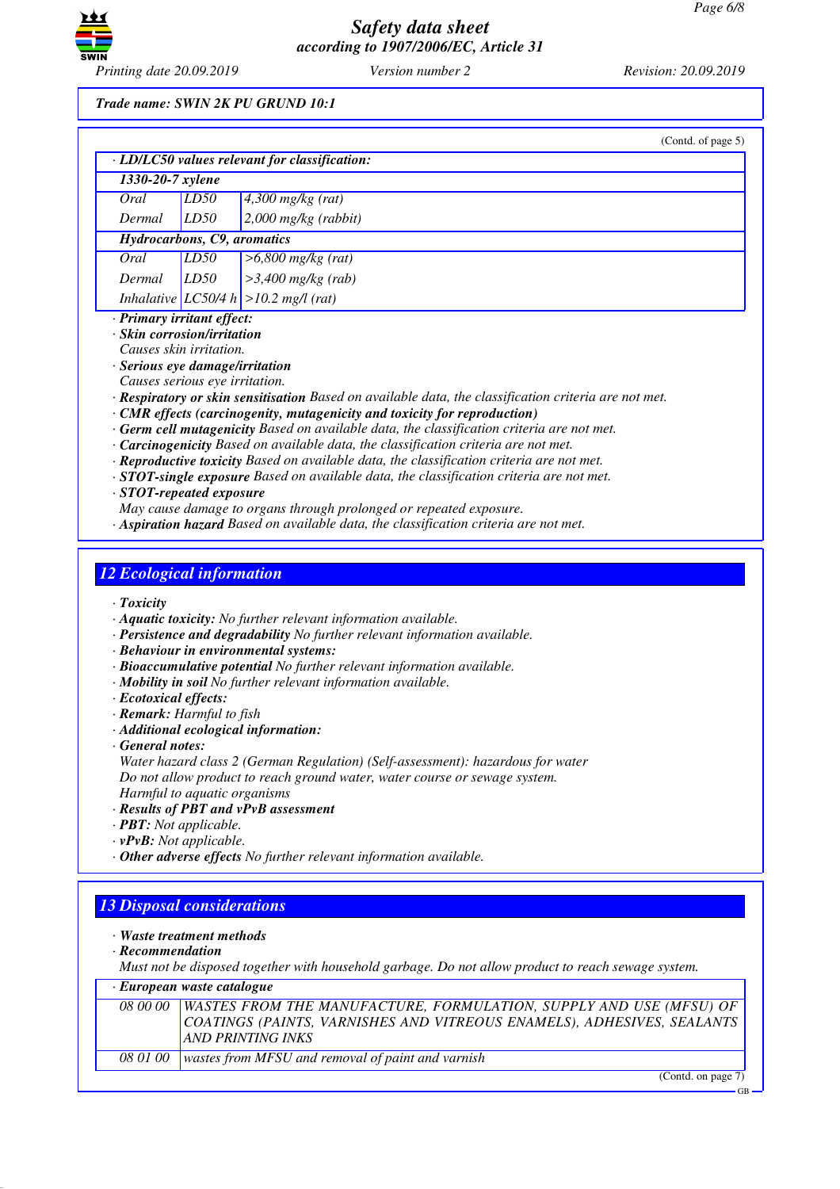Trade name: SWIN 2K PU GRUND 10:1

(Contd. of page 5)

· **LD/LC50 values relevant for classification:**

| | | |
|---|---|---|
| **1330-20-7 xylene** | | |
| Oral | LD50 | 4,300 mg/kg (rat) |
| Dermal | LD50 | 2,000 mg/kg (rabbit) |
| **Hydrocarbons, C9, aromatics** | | |
| Oral | LD50 | >6,800 mg/kg (rat) |
| Dermal | LD50 | >3,400 mg/kg (rab) |
| Inhalative | LC50/4 h | >10.2 mg/l (rat) |

· **Primary irritant effect:**
· **Skin corrosion/irritation**
Causes skin irritation.
· **Serious eye damage/irritation**
Causes serious eye irritation.
· **Respiratory or skin sensitisation** Based on available data, the classification criteria are not met.
· **CMR effects (carcinogenity, mutagenicity and toxicity for reproduction)**
· **Germ cell mutagenicity** Based on available data, the classification criteria are not met.
· **Carcinogenicity** Based on available data, the classification criteria are not met.
· **Reproductive toxicity** Based on available data, the classification criteria are not met.
· **STOT-single exposure** Based on available data, the classification criteria are not met.
· **STOT-repeated exposure**
May cause damage to organs through prolonged or repeated exposure.
· **Aspiration hazard** Based on available data, the classification criteria are not met.

## 12 Ecological information

· **Toxicity**
· **Aquatic toxicity:** No further relevant information available.
· **Persistence and degradability** No further relevant information available.
· **Behaviour in environmental systems:**
· **Bioaccumulative potential** No further relevant information available.
· **Mobility in soil** No further relevant information available.
· **Ecotoxical effects:**
· **Remark:** Harmful to fish
· **Additional ecological information:**
· **General notes:**
Water hazard class 2 (German Regulation) (Self-assessment): hazardous for water
Do not allow product to reach ground water, water course or sewage system.
Harmful to aquatic organisms
· **Results of PBT and vPvB assessment**
· **PBT:** Not applicable.
· **vPvB:** Not applicable.
· **Other adverse effects** No further relevant information available.

## 13 Disposal considerations

· **Waste treatment methods**
· **Recommendation**
Must not be disposed together with household garbage. Do not allow product to reach sewage system.

| · **European waste catalogue** | |
|---|---|
| 08 00 00 | WASTES FROM THE MANUFACTURE, FORMULATION, SUPPLY AND USE (MFSU) OF COATINGS (PAINTS, VARNISHES AND VITREOUS ENAMELS), ADHESIVES, SEALANTS AND PRINTING INKS |
| 08 01 00 | wastes from MFSU and removal of paint and varnish |

(Contd. on page 7)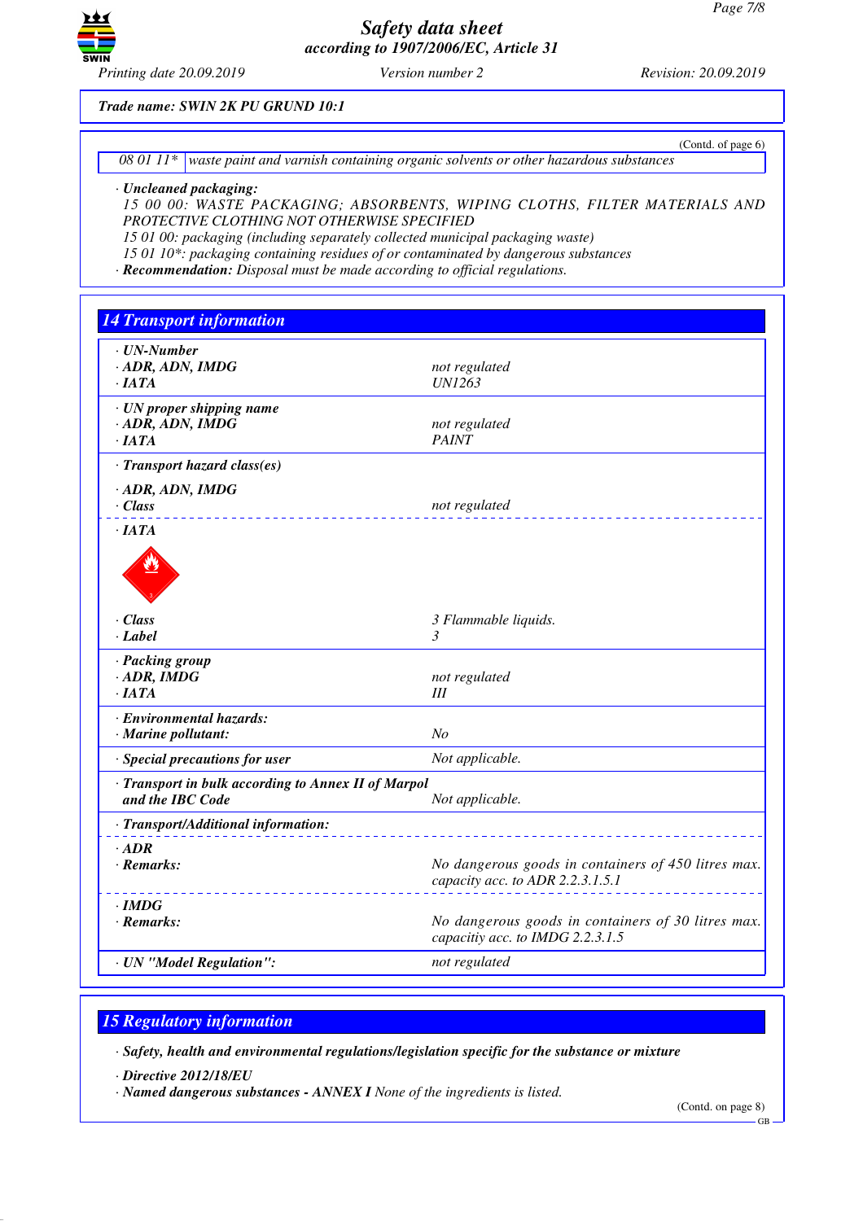Trade name: SWIN 2K PU GRUND 10:1

(Contd. of page 6)

| 08 01 11* | waste paint and varnish containing organic solvents or other hazardous substances |
|---|---|

· **Uncleaned packaging:**
15 00 00: WASTE PACKAGING; ABSORBENTS, WIPING CLOTHS, FILTER MATERIALS AND PROTECTIVE CLOTHING NOT OTHERWISE SPECIFIED
15 01 00: packaging (including separately collected municipal packaging waste)
15 01 10*: packaging containing residues of or contaminated by dangerous substances
· **Recommendation:** Disposal must be made according to official regulations.

## 14 Transport information

| | |
|---|---|
| · **UN-Number** | |
| · **ADR, ADN, IMDG** | not regulated |
| · **IATA** | UN1263 |
| · **UN proper shipping name** | |
| · **ADR, ADN, IMDG** | not regulated |
| · **IATA** | PAINT |
| · **Transport hazard class(es)** | |
| · **ADR, ADN, IMDG** | |
| · **Class** | not regulated |
| · **IATA** | |
| · **Class** | 3 Flammable liquids. |
| · **Label** | 3 |
| · **Packing group** | |
| · **ADR, IMDG** | not regulated |
| · **IATA** | III |
| · **Environmental hazards:** | |
| · **Marine pollutant:** | No |
| · **Special precautions for user** | Not applicable. |
| · **Transport in bulk according to Annex II of Marpol and the IBC Code** | Not applicable. |
| · **Transport/Additional information:** | |
| · **ADR** | |
| · **Remarks:** | No dangerous goods in containers of 450 litres max. capacity acc. to ADR 2.2.3.1.5.1 |
| · **IMDG** | |
| · **Remarks:** | No dangerous goods in containers of 30 litres max. capacitiy acc. to IMDG 2.2.3.1.5 |
| · **UN "Model Regulation":** | not regulated |

## 15 Regulatory information

· **Safety, health and environmental regulations/legislation specific for the substance or mixture**

· **Directive 2012/18/EU**
· **Named dangerous substances - ANNEX I** None of the ingredients is listed.

(Contd. on page 8)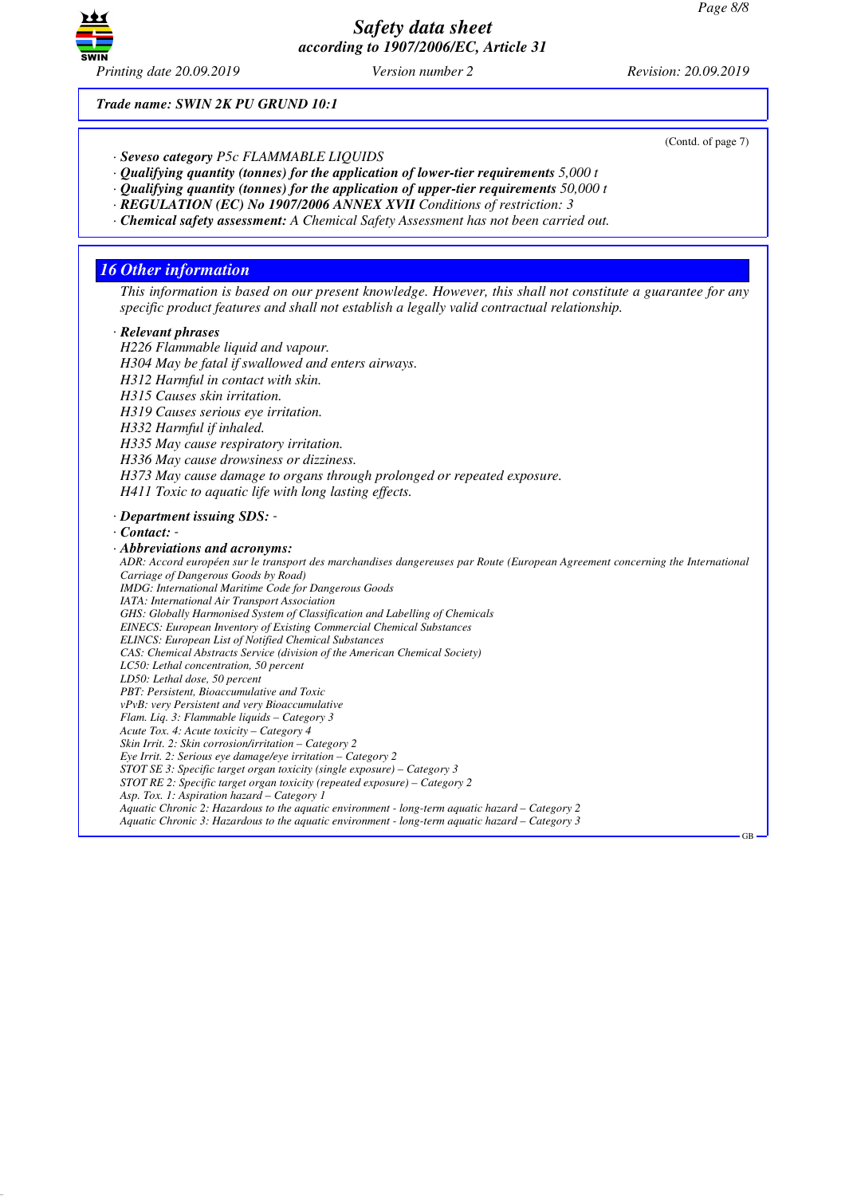*Trade name: SWIN 2K PU GRUND 10:1*

(Contd. of page 7)

· ***Seveso category*** *P5c FLAMMABLE LIQUIDS*
· ***Qualifying quantity (tonnes) for the application of lower-tier requirements*** *5,000 t*
· ***Qualifying quantity (tonnes) for the application of upper-tier requirements*** *50,000 t*
· ***REGULATION (EC) No 1907/2006 ANNEX XVII*** *Conditions of restriction: 3*
· ***Chemical safety assessment:*** *A Chemical Safety Assessment has not been carried out.*

## *16 Other information*

*This information is based on our present knowledge. However, this shall not constitute a guarantee for any specific product features and shall not establish a legally valid contractual relationship.*

· ***Relevant phrases***
*H226 Flammable liquid and vapour.*
*H304 May be fatal if swallowed and enters airways.*
*H312 Harmful in contact with skin.*
*H315 Causes skin irritation.*
*H319 Causes serious eye irritation.*
*H332 Harmful if inhaled.*
*H335 May cause respiratory irritation.*
*H336 May cause drowsiness or dizziness.*
*H373 May cause damage to organs through prolonged or repeated exposure.*
*H411 Toxic to aquatic life with long lasting effects.*

· ***Department issuing SDS:*** *-*
· ***Contact:*** *-*
· ***Abbreviations and acronyms:***
*ADR: Accord européen sur le transport des marchandises dangereuses par Route (European Agreement concerning the International Carriage of Dangerous Goods by Road)*
*IMDG: International Maritime Code for Dangerous Goods*
*IATA: International Air Transport Association*
*GHS: Globally Harmonised System of Classification and Labelling of Chemicals*
*EINECS: European Inventory of Existing Commercial Chemical Substances*
*ELINCS: European List of Notified Chemical Substances*
*CAS: Chemical Abstracts Service (division of the American Chemical Society)*
*LC50: Lethal concentration, 50 percent*
*LD50: Lethal dose, 50 percent*
*PBT: Persistent, Bioaccumulative and Toxic*
*vPvB: very Persistent and very Bioaccumulative*
*Flam. Liq. 3: Flammable liquids – Category 3*
*Acute Tox. 4: Acute toxicity – Category 4*
*Skin Irrit. 2: Skin corrosion/irritation – Category 2*
*Eye Irrit. 2: Serious eye damage/eye irritation – Category 2*
*STOT SE 3: Specific target organ toxicity (single exposure) – Category 3*
*STOT RE 2: Specific target organ toxicity (repeated exposure) – Category 2*
*Asp. Tox. 1: Aspiration hazard – Category 1*
*Aquatic Chronic 2: Hazardous to the aquatic environment - long-term aquatic hazard – Category 2*
*Aquatic Chronic 3: Hazardous to the aquatic environment - long-term aquatic hazard – Category 3*